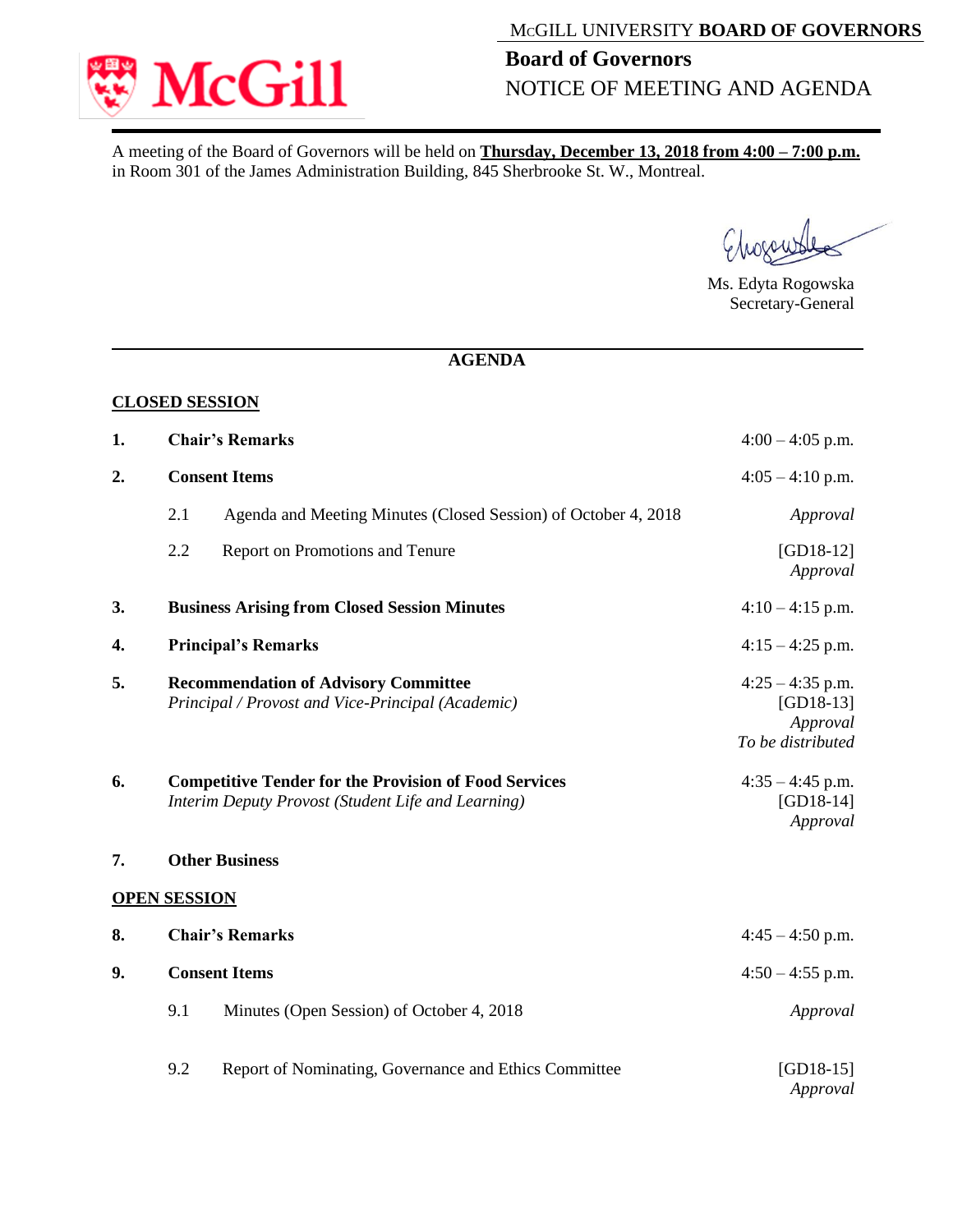McGill

MCGILL UNIVERSITY **BOARD OF GOVERNORS**

# Board of Governors
NOTICE OF MEETING AND AGENDA

A meeting of the Board of Governors will be held on **Thursday, December 13, 2018 from 4:00 – 7:00 p.m.** in Room 301 of the James Administration Building, 845 Sherbrooke St. W., Montreal.

Ms. Edyta Rogowska
Secretary-General

## AGENDA

### CLOSED SESSION

| | | |
|---|---|---|
| **1.** | **Chair's Remarks** | 4:00 – 4:05 p.m. |
| **2.** | **Consent Items** | 4:05 – 4:10 p.m. |
| | 2.1 Agenda and Meeting Minutes (Closed Session) of October 4, 2018 | *Approval* |
| | 2.2 Report on Promotions and Tenure | [GD18-12] *Approval* |
| **3.** | **Business Arising from Closed Session Minutes** | 4:10 – 4:15 p.m. |
| **4.** | **Principal's Remarks** | 4:15 – 4:25 p.m. |
| **5.** | **Recommendation of Advisory Committee** *Principal / Provost and Vice-Principal (Academic)* | 4:25 – 4:35 p.m. [GD18-13] *Approval* *To be distributed* |
| **6.** | **Competitive Tender for the Provision of Food Services** *Interim Deputy Provost (Student Life and Learning)* | 4:35 – 4:45 p.m. [GD18-14] *Approval* |
| **7.** | **Other Business** | |

### OPEN SESSION

| | | |
|---|---|---|
| **8.** | **Chair's Remarks** | 4:45 – 4:50 p.m. |
| **9.** | **Consent Items** | 4:50 – 4:55 p.m. |
| | 9.1 Minutes (Open Session) of October 4, 2018 | *Approval* |
| | 9.2 Report of Nominating, Governance and Ethics Committee | [GD18-15] *Approval* |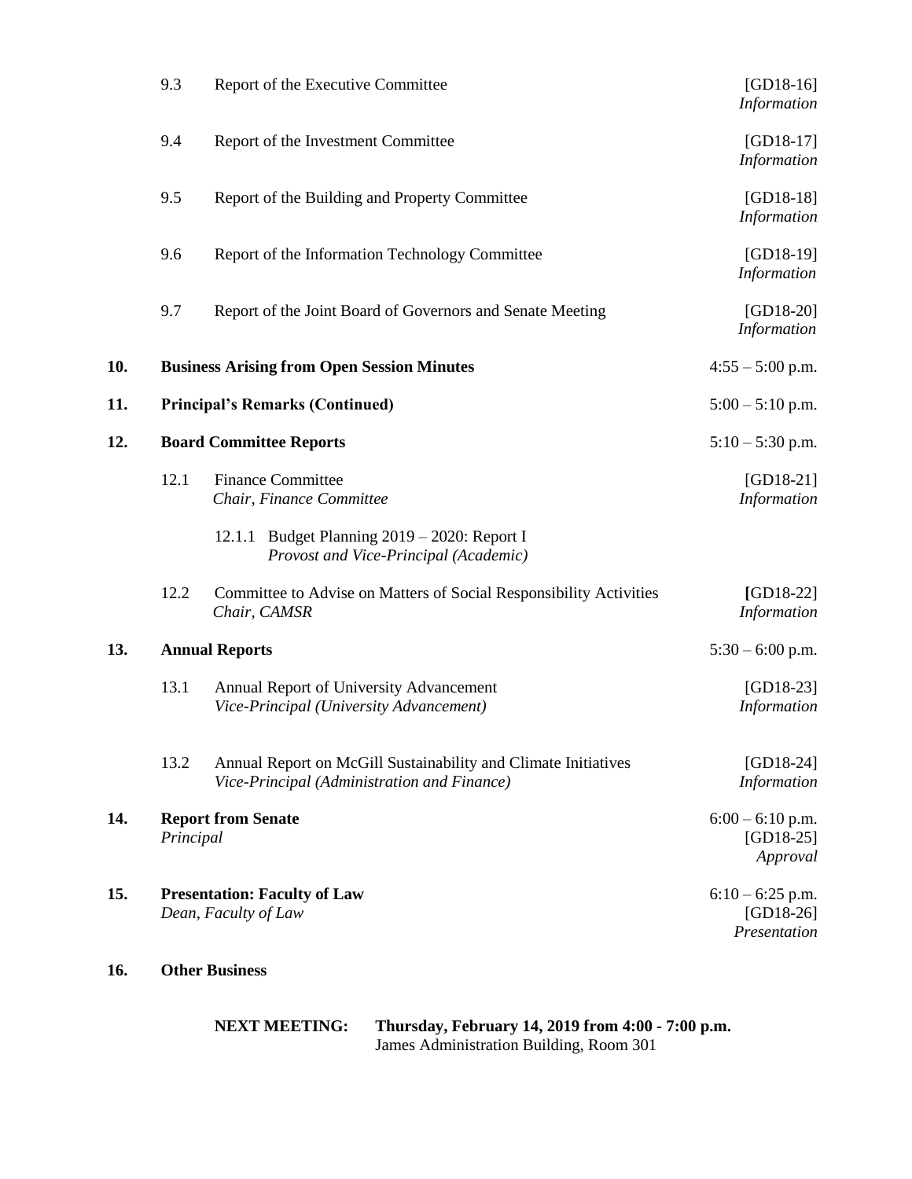| | | | |
|---|---|---|---|
| | 9.3 | Report of the Executive Committee | [GD18-16] *Information* |
| | 9.4 | Report of the Investment Committee | [GD18-17] *Information* |
| | 9.5 | Report of the Building and Property Committee | [GD18-18] *Information* |
| | 9.6 | Report of the Information Technology Committee | [GD18-19] *Information* |
| | 9.7 | Report of the Joint Board of Governors and Senate Meeting | [GD18-20] *Information* |
| **10.** | **Business Arising from Open Session Minutes** | | 4:55 – 5:00 p.m. |
| **11.** | **Principal's Remarks (Continued)** | | 5:00 – 5:10 p.m. |
| **12.** | **Board Committee Reports** | | 5:10 – 5:30 p.m. |
| | 12.1 | Finance Committee *Chair, Finance Committee* | [GD18-21] *Information* |
| | | 12.1.1 Budget Planning 2019 – 2020: Report I *Provost and Vice-Principal (Academic)* | |
| | 12.2 | Committee to Advise on Matters of Social Responsibility Activities *Chair, CAMSR* | [GD18-22] *Information* |
| **13.** | **Annual Reports** | | 5:30 – 6:00 p.m. |
| | 13.1 | Annual Report of University Advancement *Vice-Principal (University Advancement)* | [GD18-23] *Information* |
| | 13.2 | Annual Report on McGill Sustainability and Climate Initiatives *Vice-Principal (Administration and Finance)* | [GD18-24] *Information* |
| **14.** | **Report from Senate** *Principal* | | 6:00 – 6:10 p.m. [GD18-25] *Approval* |
| **15.** | **Presentation: Faculty of Law** *Dean, Faculty of Law* | | 6:10 – 6:25 p.m. [GD18-26] *Presentation* |
| **16.** | **Other Business** | | |

**NEXT MEETING:** **Thursday, February 14, 2019 from 4:00 - 7:00 p.m.**
James Administration Building, Room 301